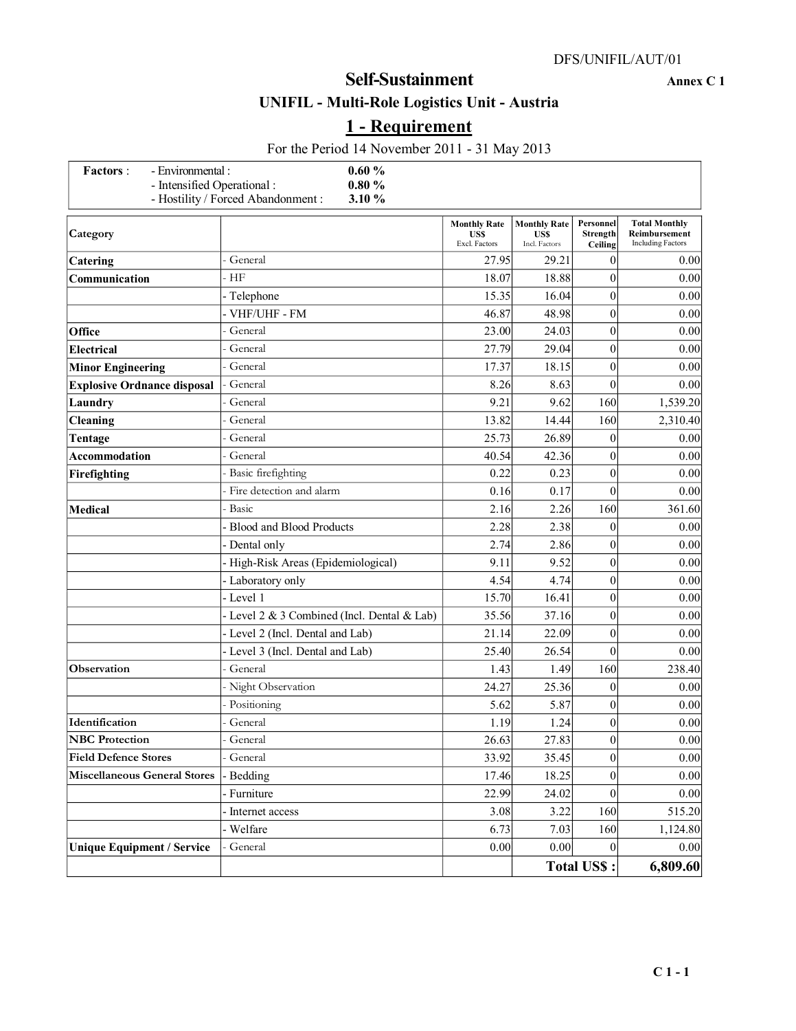DFS/UNIFIL/AUT/01

# Self-Sustainment

**Annex C 1**

## UNIFIL - Multi-Role Logistics Unit - Austria

## 1 - Requirement

For the Period 14 November 2011 - 31 May 2013

| **Factors** : | |
|---|---|
| - Environmental : | **0.60 %** |
| - Intensified Operational : | **0.80 %** |
| - Hostility / Forced Abandonment : | **3.10 %** |

| Category | | Monthly Rate US$ Excl. Factors | Monthly Rate US$ Incl. Factors | Personnel Strength Ceiling | Total Monthly Reimbursement Including Factors |
|---|---|---|---|---|---|
| **Catering** | - General | 27.95 | 29.21 | 0 | 0.00 |
| **Communication** | - HF | 18.07 | 18.88 | 0 | 0.00 |
| | - Telephone | 15.35 | 16.04 | 0 | 0.00 |
| | - VHF/UHF - FM | 46.87 | 48.98 | 0 | 0.00 |
| **Office** | - General | 23.00 | 24.03 | 0 | 0.00 |
| **Electrical** | - General | 27.79 | 29.04 | 0 | 0.00 |
| **Minor Engineering** | - General | 17.37 | 18.15 | 0 | 0.00 |
| **Explosive Ordnance disposal** | - General | 8.26 | 8.63 | 0 | 0.00 |
| **Laundry** | - General | 9.21 | 9.62 | 160 | 1,539.20 |
| **Cleaning** | - General | 13.82 | 14.44 | 160 | 2,310.40 |
| **Tentage** | - General | 25.73 | 26.89 | 0 | 0.00 |
| **Accommodation** | - General | 40.54 | 42.36 | 0 | 0.00 |
| **Firefighting** | - Basic firefighting | 0.22 | 0.23 | 0 | 0.00 |
| | - Fire detection and alarm | 0.16 | 0.17 | 0 | 0.00 |
| **Medical** | - Basic | 2.16 | 2.26 | 160 | 361.60 |
| | - Blood and Blood Products | 2.28 | 2.38 | 0 | 0.00 |
| | - Dental only | 2.74 | 2.86 | 0 | 0.00 |
| | - High-Risk Areas (Epidemiological) | 9.11 | 9.52 | 0 | 0.00 |
| | - Laboratory only | 4.54 | 4.74 | 0 | 0.00 |
| | - Level 1 | 15.70 | 16.41 | 0 | 0.00 |
| | - Level 2 & 3 Combined (Incl. Dental & Lab) | 35.56 | 37.16 | 0 | 0.00 |
| | - Level 2 (Incl. Dental and Lab) | 21.14 | 22.09 | 0 | 0.00 |
| | - Level 3 (Incl. Dental and Lab) | 25.40 | 26.54 | 0 | 0.00 |
| **Observation** | - General | 1.43 | 1.49 | 160 | 238.40 |
| | - Night Observation | 24.27 | 25.36 | 0 | 0.00 |
| | - Positioning | 5.62 | 5.87 | 0 | 0.00 |
| **Identification** | - General | 1.19 | 1.24 | 0 | 0.00 |
| **NBC Protection** | - General | 26.63 | 27.83 | 0 | 0.00 |
| **Field Defence Stores** | - General | 33.92 | 35.45 | 0 | 0.00 |
| **Miscellaneous General Stores** | - Bedding | 17.46 | 18.25 | 0 | 0.00 |
| | - Furniture | 22.99 | 24.02 | 0 | 0.00 |
| | - Internet access | 3.08 | 3.22 | 160 | 515.20 |
| | - Welfare | 6.73 | 7.03 | 160 | 1,124.80 |
| **Unique Equipment / Service** | - General | 0.00 | 0.00 | 0 | 0.00 |
| | | | | **Total US$ :** | **6,809.60** |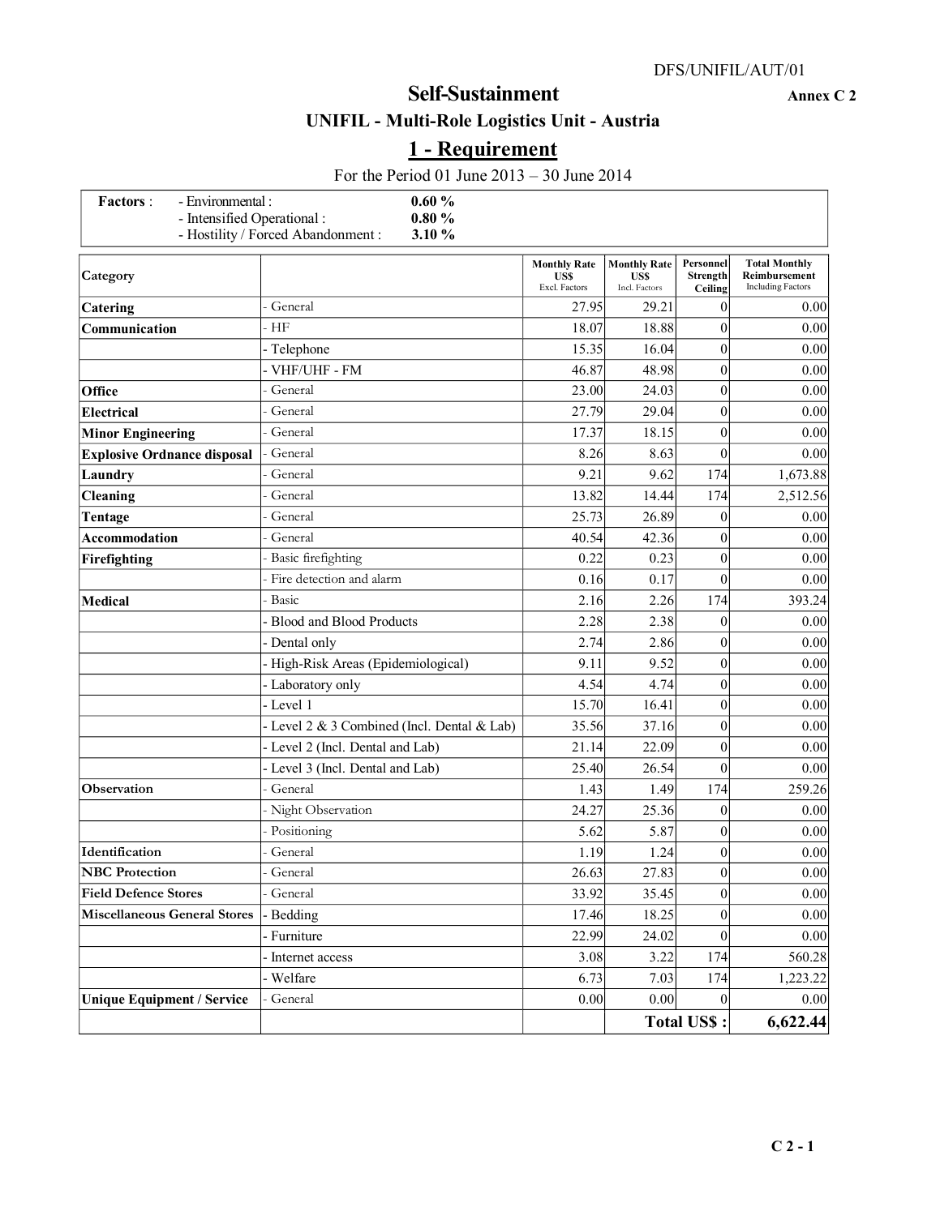DFS/UNIFIL/AUT/01

# Self-Sustainment

**Annex C 2**

## UNIFIL - Multi-Role Logistics Unit - Austria

## 1 - Requirement

For the Period 01 June 2013 – 30 June 2014

| **Factors** : | |
|---|---|
| - Environmental : | **0.60 %** |
| - Intensified Operational : | **0.80 %** |
| - Hostility / Forced Abandonment : | **3.10 %** |

| Category | | Monthly Rate US$ Excl. Factors | Monthly Rate US$ Incl. Factors | Personnel Strength Ceiling | Total Monthly Reimbursement Including Factors |
|---|---|---|---|---|---|
| **Catering** | - General | 27.95 | 29.21 | 0 | 0.00 |
| **Communication** | - HF | 18.07 | 18.88 | 0 | 0.00 |
| | - Telephone | 15.35 | 16.04 | 0 | 0.00 |
| | - VHF/UHF - FM | 46.87 | 48.98 | 0 | 0.00 |
| **Office** | - General | 23.00 | 24.03 | 0 | 0.00 |
| **Electrical** | - General | 27.79 | 29.04 | 0 | 0.00 |
| **Minor Engineering** | - General | 17.37 | 18.15 | 0 | 0.00 |
| **Explosive Ordnance disposal** | - General | 8.26 | 8.63 | 0 | 0.00 |
| **Laundry** | - General | 9.21 | 9.62 | 174 | 1,673.88 |
| **Cleaning** | - General | 13.82 | 14.44 | 174 | 2,512.56 |
| **Tentage** | - General | 25.73 | 26.89 | 0 | 0.00 |
| **Accommodation** | - General | 40.54 | 42.36 | 0 | 0.00 |
| **Firefighting** | - Basic firefighting | 0.22 | 0.23 | 0 | 0.00 |
| | - Fire detection and alarm | 0.16 | 0.17 | 0 | 0.00 |
| **Medical** | - Basic | 2.16 | 2.26 | 174 | 393.24 |
| | - Blood and Blood Products | 2.28 | 2.38 | 0 | 0.00 |
| | - Dental only | 2.74 | 2.86 | 0 | 0.00 |
| | - High-Risk Areas (Epidemiological) | 9.11 | 9.52 | 0 | 0.00 |
| | - Laboratory only | 4.54 | 4.74 | 0 | 0.00 |
| | - Level 1 | 15.70 | 16.41 | 0 | 0.00 |
| | - Level 2 & 3 Combined (Incl. Dental & Lab) | 35.56 | 37.16 | 0 | 0.00 |
| | - Level 2 (Incl. Dental and Lab) | 21.14 | 22.09 | 0 | 0.00 |
| | - Level 3 (Incl. Dental and Lab) | 25.40 | 26.54 | 0 | 0.00 |
| **Observation** | - General | 1.43 | 1.49 | 174 | 259.26 |
| | - Night Observation | 24.27 | 25.36 | 0 | 0.00 |
| | - Positioning | 5.62 | 5.87 | 0 | 0.00 |
| **Identification** | - General | 1.19 | 1.24 | 0 | 0.00 |
| **NBC Protection** | - General | 26.63 | 27.83 | 0 | 0.00 |
| **Field Defence Stores** | - General | 33.92 | 35.45 | 0 | 0.00 |
| **Miscellaneous General Stores** | - Bedding | 17.46 | 18.25 | 0 | 0.00 |
| | - Furniture | 22.99 | 24.02 | 0 | 0.00 |
| | - Internet access | 3.08 | 3.22 | 174 | 560.28 |
| | - Welfare | 6.73 | 7.03 | 174 | 1,223.22 |
| **Unique Equipment / Service** | - General | 0.00 | 0.00 | 0 | 0.00 |
| | | | **Total US$ :** | | **6,622.44** |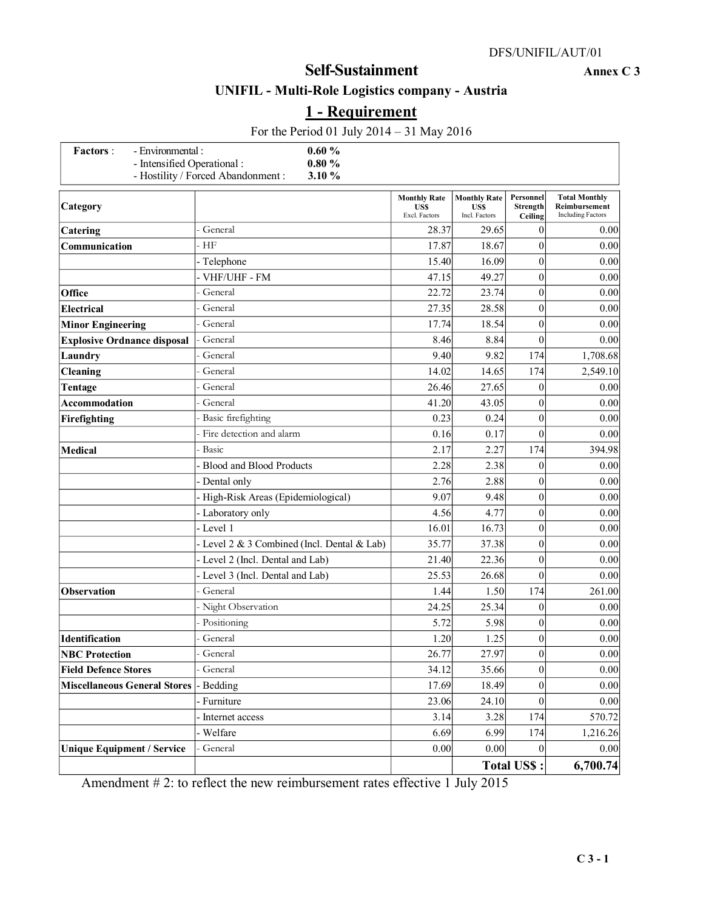DFS/UNIFIL/AUT/01

# Self-Sustainment

**Annex C 3**

## UNIFIL - Multi-Role Logistics company - Austria

## 1 - Requirement

For the Period 01 July 2014 – 31 May 2016

| **Factors** : | |
|---|---|
| - Environmental : | **0.60 %** |
| - Intensified Operational : | **0.80 %** |
| - Hostility / Forced Abandonment : | **3.10 %** |

| Category | | Monthly Rate US$ Excl. Factors | Monthly Rate US$ Incl. Factors | Personnel Strength Ceiling | Total Monthly Reimbursement Including Factors |
|---|---|---|---|---|---|
| **Catering** | - General | 28.37 | 29.65 | 0 | 0.00 |
| **Communication** | - HF | 17.87 | 18.67 | 0 | 0.00 |
| | - Telephone | 15.40 | 16.09 | 0 | 0.00 |
| | - VHF/UHF - FM | 47.15 | 49.27 | 0 | 0.00 |
| **Office** | - General | 22.72 | 23.74 | 0 | 0.00 |
| **Electrical** | - General | 27.35 | 28.58 | 0 | 0.00 |
| **Minor Engineering** | - General | 17.74 | 18.54 | 0 | 0.00 |
| **Explosive Ordnance disposal** | - General | 8.46 | 8.84 | 0 | 0.00 |
| **Laundry** | - General | 9.40 | 9.82 | 174 | 1,708.68 |
| **Cleaning** | - General | 14.02 | 14.65 | 174 | 2,549.10 |
| **Tentage** | - General | 26.46 | 27.65 | 0 | 0.00 |
| **Accommodation** | - General | 41.20 | 43.05 | 0 | 0.00 |
| **Firefighting** | - Basic firefighting | 0.23 | 0.24 | 0 | 0.00 |
| | - Fire detection and alarm | 0.16 | 0.17 | 0 | 0.00 |
| **Medical** | - Basic | 2.17 | 2.27 | 174 | 394.98 |
| | - Blood and Blood Products | 2.28 | 2.38 | 0 | 0.00 |
| | - Dental only | 2.76 | 2.88 | 0 | 0.00 |
| | - High-Risk Areas (Epidemiological) | 9.07 | 9.48 | 0 | 0.00 |
| | - Laboratory only | 4.56 | 4.77 | 0 | 0.00 |
| | - Level 1 | 16.01 | 16.73 | 0 | 0.00 |
| | - Level 2 & 3 Combined (Incl. Dental & Lab) | 35.77 | 37.38 | 0 | 0.00 |
| | - Level 2 (Incl. Dental and Lab) | 21.40 | 22.36 | 0 | 0.00 |
| | - Level 3 (Incl. Dental and Lab) | 25.53 | 26.68 | 0 | 0.00 |
| **Observation** | - General | 1.44 | 1.50 | 174 | 261.00 |
| | - Night Observation | 24.25 | 25.34 | 0 | 0.00 |
| | - Positioning | 5.72 | 5.98 | 0 | 0.00 |
| **Identification** | - General | 1.20 | 1.25 | 0 | 0.00 |
| **NBC Protection** | - General | 26.77 | 27.97 | 0 | 0.00 |
| **Field Defence Stores** | - General | 34.12 | 35.66 | 0 | 0.00 |
| **Miscellaneous General Stores** | - Bedding | 17.69 | 18.49 | 0 | 0.00 |
| | - Furniture | 23.06 | 24.10 | 0 | 0.00 |
| | - Internet access | 3.14 | 3.28 | 174 | 570.72 |
| | - Welfare | 6.69 | 6.99 | 174 | 1,216.26 |
| **Unique Equipment / Service** | - General | 0.00 | 0.00 | 0 | 0.00 |
| | | | | **Total US$ :** | **6,700.74** |

Amendment # 2: to reflect the new reimbursement rates effective 1 July 2015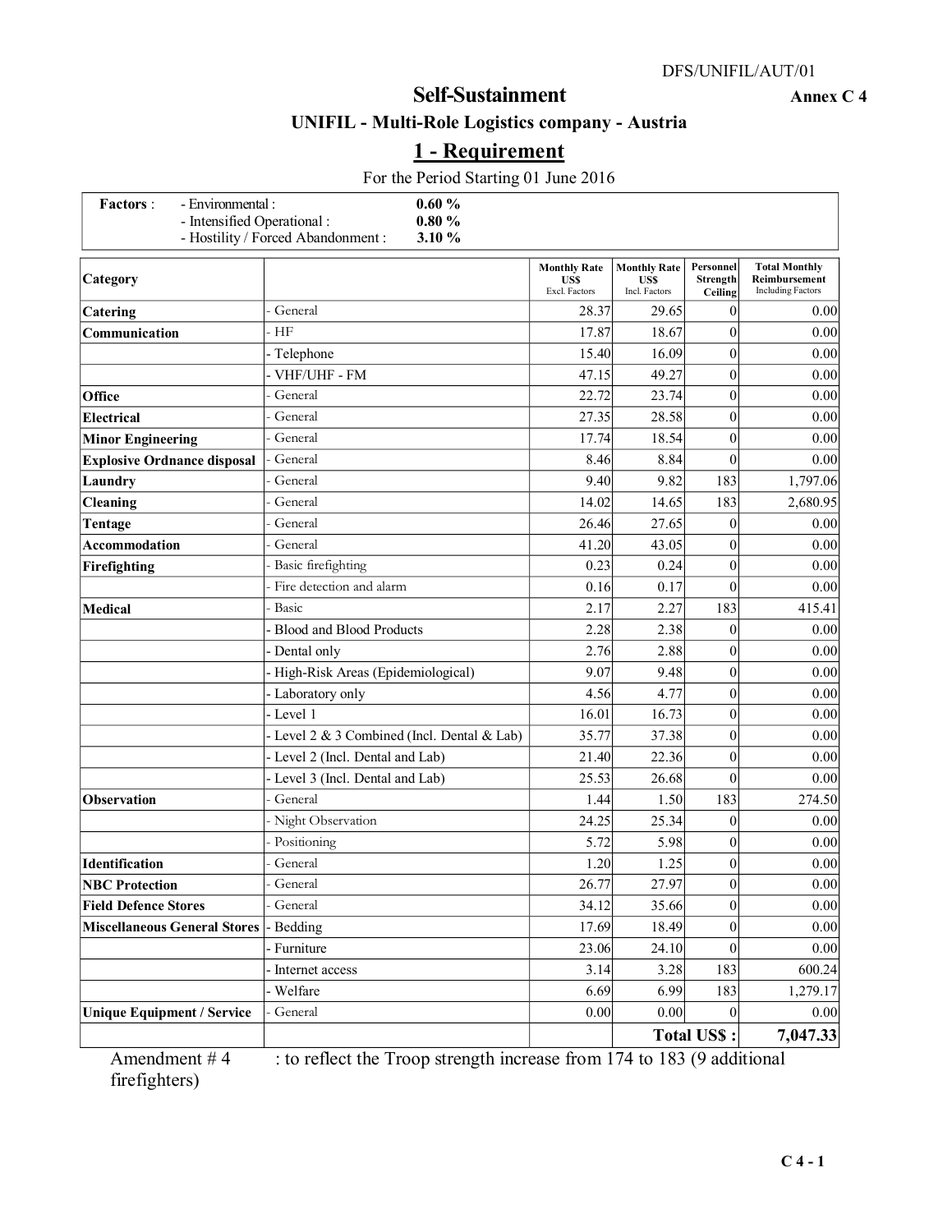DFS/UNIFIL/AUT/01

# Self-Sustainment

**Annex C 4**

## UNIFIL - Multi-Role Logistics company - Austria

## 1 - Requirement

For the Period Starting 01 June 2016

| **Factors** : | |
|---|---|
| - Environmental : | **0.60 %** |
| - Intensified Operational : | **0.80 %** |
| - Hostility / Forced Abandonment : | **3.10 %** |

| Category | | Monthly Rate US$ Excl. Factors | Monthly Rate US$ Incl. Factors | Personnel Strength Ceiling | Total Monthly Reimbursement Including Factors |
|---|---|---|---|---|---|
| **Catering** | - General | 28.37 | 29.65 | 0 | 0.00 |
| **Communication** | - HF | 17.87 | 18.67 | 0 | 0.00 |
| | - Telephone | 15.40 | 16.09 | 0 | 0.00 |
| | - VHF/UHF - FM | 47.15 | 49.27 | 0 | 0.00 |
| **Office** | - General | 22.72 | 23.74 | 0 | 0.00 |
| **Electrical** | - General | 27.35 | 28.58 | 0 | 0.00 |
| **Minor Engineering** | - General | 17.74 | 18.54 | 0 | 0.00 |
| **Explosive Ordnance disposal** | - General | 8.46 | 8.84 | 0 | 0.00 |
| **Laundry** | - General | 9.40 | 9.82 | 183 | 1,797.06 |
| **Cleaning** | - General | 14.02 | 14.65 | 183 | 2,680.95 |
| **Tentage** | - General | 26.46 | 27.65 | 0 | 0.00 |
| **Accommodation** | - General | 41.20 | 43.05 | 0 | 0.00 |
| **Firefighting** | - Basic firefighting | 0.23 | 0.24 | 0 | 0.00 |
| | - Fire detection and alarm | 0.16 | 0.17 | 0 | 0.00 |
| **Medical** | - Basic | 2.17 | 2.27 | 183 | 415.41 |
| | - Blood and Blood Products | 2.28 | 2.38 | 0 | 0.00 |
| | - Dental only | 2.76 | 2.88 | 0 | 0.00 |
| | - High-Risk Areas (Epidemiological) | 9.07 | 9.48 | 0 | 0.00 |
| | - Laboratory only | 4.56 | 4.77 | 0 | 0.00 |
| | - Level 1 | 16.01 | 16.73 | 0 | 0.00 |
| | - Level 2 & 3 Combined (Incl. Dental & Lab) | 35.77 | 37.38 | 0 | 0.00 |
| | - Level 2 (Incl. Dental and Lab) | 21.40 | 22.36 | 0 | 0.00 |
| | - Level 3 (Incl. Dental and Lab) | 25.53 | 26.68 | 0 | 0.00 |
| **Observation** | - General | 1.44 | 1.50 | 183 | 274.50 |
| | - Night Observation | 24.25 | 25.34 | 0 | 0.00 |
| | - Positioning | 5.72 | 5.98 | 0 | 0.00 |
| **Identification** | - General | 1.20 | 1.25 | 0 | 0.00 |
| **NBC Protection** | - General | 26.77 | 27.97 | 0 | 0.00 |
| **Field Defence Stores** | - General | 34.12 | 35.66 | 0 | 0.00 |
| **Miscellaneous General Stores** | - Bedding | 17.69 | 18.49 | 0 | 0.00 |
| | - Furniture | 23.06 | 24.10 | 0 | 0.00 |
| | - Internet access | 3.14 | 3.28 | 183 | 600.24 |
| | - Welfare | 6.69 | 6.99 | 183 | 1,279.17 |
| **Unique Equipment / Service** | - General | 0.00 | 0.00 | 0 | 0.00 |
| | | | | **Total US$ :** | **7,047.33** |

Amendment # 4 : to reflect the Troop strength increase from 174 to 183 (9 additional firefighters)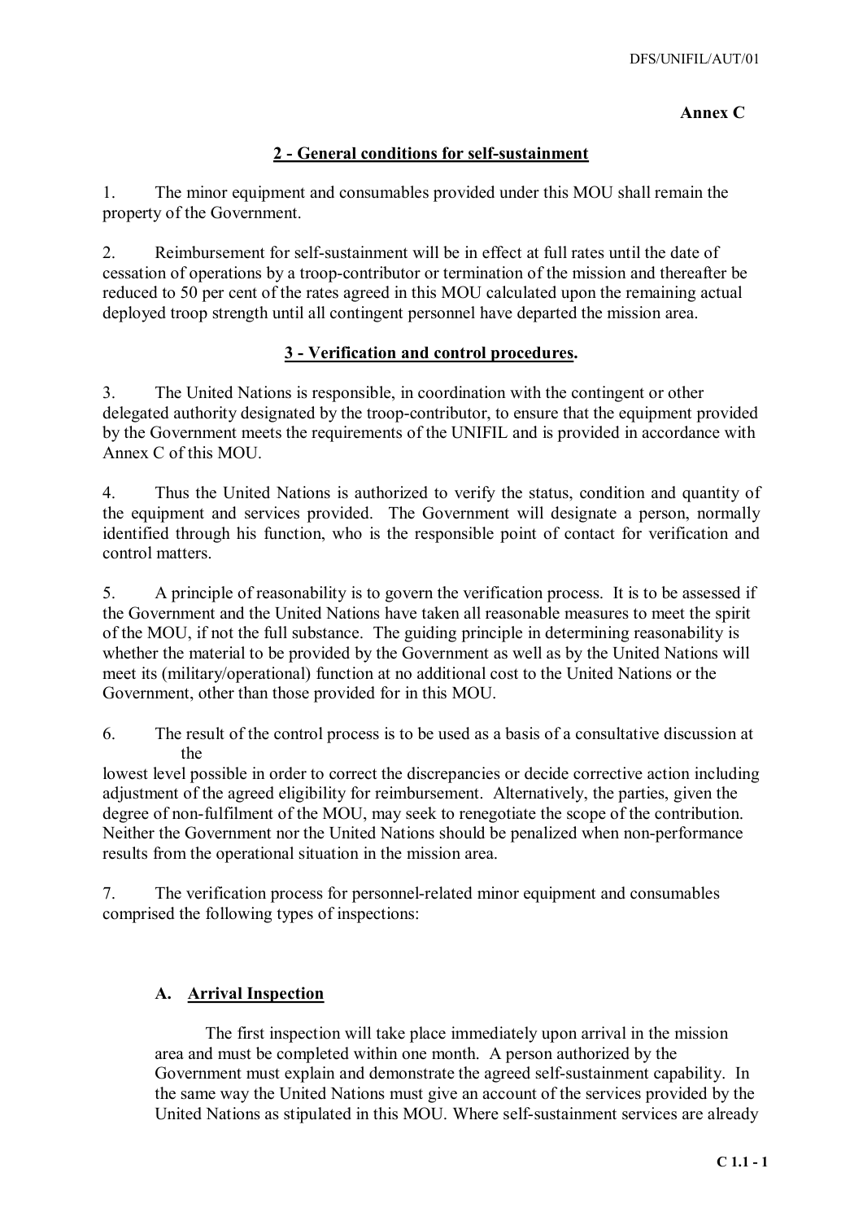**Annex C**

## 2 - General conditions for self-sustainment

1. The minor equipment and consumables provided under this MOU shall remain the property of the Government.

2. Reimbursement for self-sustainment will be in effect at full rates until the date of cessation of operations by a troop-contributor or termination of the mission and thereafter be reduced to 50 per cent of the rates agreed in this MOU calculated upon the remaining actual deployed troop strength until all contingent personnel have departed the mission area.

## 3 - Verification and control procedures.

3. The United Nations is responsible, in coordination with the contingent or other delegated authority designated by the troop-contributor, to ensure that the equipment provided by the Government meets the requirements of the UNIFIL and is provided in accordance with Annex C of this MOU.

4. Thus the United Nations is authorized to verify the status, condition and quantity of the equipment and services provided. The Government will designate a person, normally identified through his function, who is the responsible point of contact for verification and control matters.

5. A principle of reasonability is to govern the verification process. It is to be assessed if the Government and the United Nations have taken all reasonable measures to meet the spirit of the MOU, if not the full substance. The guiding principle in determining reasonability is whether the material to be provided by the Government as well as by the United Nations will meet its (military/operational) function at no additional cost to the United Nations or the Government, other than those provided for in this MOU.

6. The result of the control process is to be used as a basis of a consultative discussion at the lowest level possible in order to correct the discrepancies or decide corrective action including adjustment of the agreed eligibility for reimbursement. Alternatively, the parties, given the degree of non-fulfilment of the MOU, may seek to renegotiate the scope of the contribution. Neither the Government nor the United Nations should be penalized when non-performance results from the operational situation in the mission area.

7. The verification process for personnel-related minor equipment and consumables comprised the following types of inspections:

### A. Arrival Inspection

The first inspection will take place immediately upon arrival in the mission area and must be completed within one month. A person authorized by the Government must explain and demonstrate the agreed self-sustainment capability. In the same way the United Nations must give an account of the services provided by the United Nations as stipulated in this MOU. Where self-sustainment services are already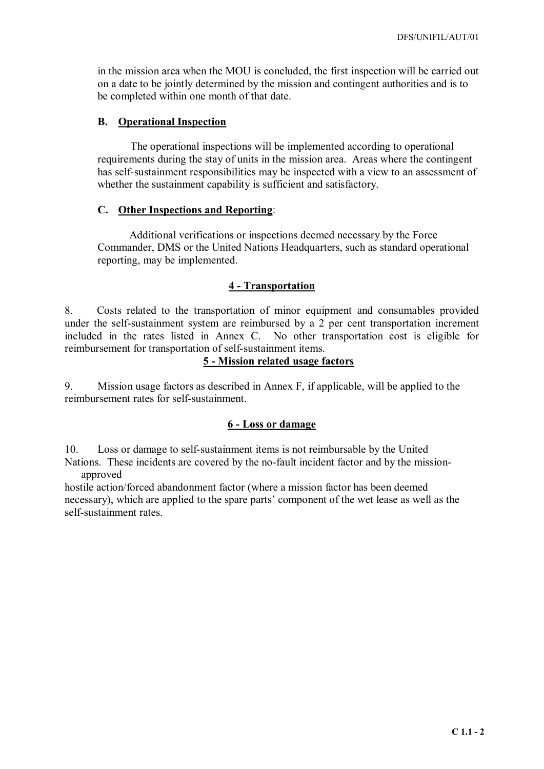in the mission area when the MOU is concluded, the first inspection will be carried out on a date to be jointly determined by the mission and contingent authorities and is to be completed within one month of that date.

**B. Operational Inspection**

The operational inspections will be implemented according to operational requirements during the stay of units in the mission area. Areas where the contingent has self-sustainment responsibilities may be inspected with a view to an assessment of whether the sustainment capability is sufficient and satisfactory.

**C. Other Inspections and Reporting**:

Additional verifications or inspections deemed necessary by the Force Commander, DMS or the United Nations Headquarters, such as standard operational reporting, may be implemented.

## 4 - Transportation

8. Costs related to the transportation of minor equipment and consumables provided under the self-sustainment system are reimbursed by a 2 per cent transportation increment included in the rates listed in Annex C. No other transportation cost is eligible for reimbursement for transportation of self-sustainment items.

## 5 - Mission related usage factors

9. Mission usage factors as described in Annex F, if applicable, will be applied to the reimbursement rates for self-sustainment.

## 6 - Loss or damage

10. Loss or damage to self-sustainment items is not reimbursable by the United Nations. These incidents are covered by the no-fault incident factor and by the mission-approved hostile action/forced abandonment factor (where a mission factor has been deemed necessary), which are applied to the spare parts' component of the wet lease as well as the self-sustainment rates.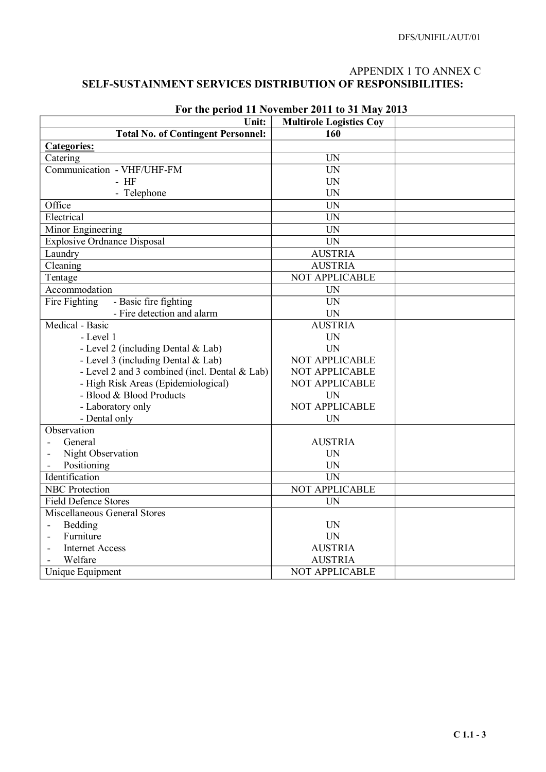APPENDIX 1 TO ANNEX C

**SELF-SUSTAINMENT SERVICES DISTRIBUTION OF RESPONSIBILITIES:**

**For the period 11 November 2011 to 31 May 2013**

| **Unit:** | **Multirole Logistics Coy** | |
|---|---|---|
| **Total No. of Contingent Personnel:** | **160** | |
| **Categories:** | | |
| Catering | UN | |
| Communication - VHF/UHF-FM | UN | |
| - HF | UN | |
| - Telephone | UN | |
| Office | UN | |
| Electrical | UN | |
| Minor Engineering | UN | |
| Explosive Ordnance Disposal | UN | |
| Laundry | AUSTRIA | |
| Cleaning | AUSTRIA | |
| Tentage | NOT APPLICABLE | |
| Accommodation | UN | |
| Fire Fighting - Basic fire fighting | UN | |
| - Fire detection and alarm | UN | |
| Medical - Basic | AUSTRIA | |
| - Level 1 | UN | |
| - Level 2 (including Dental & Lab) | UN | |
| - Level 3 (including Dental & Lab) | NOT APPLICABLE | |
| - Level 2 and 3 combined (incl. Dental & Lab) | NOT APPLICABLE | |
| - High Risk Areas (Epidemiological) | NOT APPLICABLE | |
| - Blood & Blood Products | UN | |
| - Laboratory only | NOT APPLICABLE | |
| - Dental only | UN | |
| Observation | | |
| - General | AUSTRIA | |
| - Night Observation | UN | |
| - Positioning | UN | |
| Identification | UN | |
| NBC Protection | NOT APPLICABLE | |
| Field Defence Stores | UN | |
| Miscellaneous General Stores | | |
| - Bedding | UN | |
| - Furniture | UN | |
| - Internet Access | AUSTRIA | |
| - Welfare | AUSTRIA | |
| Unique Equipment | NOT APPLICABLE | |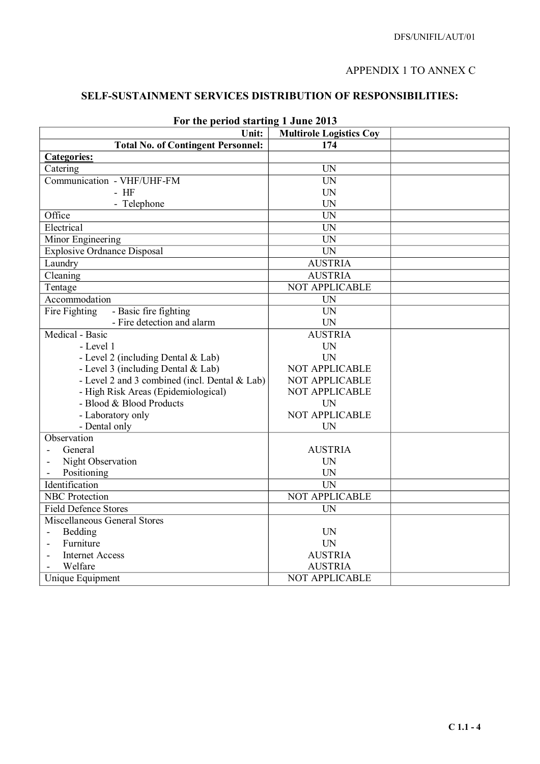APPENDIX 1 TO ANNEX C

## SELF-SUSTAINMENT SERVICES DISTRIBUTION OF RESPONSIBILITIES:

**For the period starting 1 June 2013**

| **Unit:** | **Multirole Logistics Coy** | |
|---|---|---|
| **Total No. of Contingent Personnel:** | **174** | |
| **Categories:** | | |
| Catering | UN | |
| Communication - VHF/UHF-FM | UN | |
| - HF | UN | |
| - Telephone | UN | |
| Office | UN | |
| Electrical | UN | |
| Minor Engineering | UN | |
| Explosive Ordnance Disposal | UN | |
| Laundry | AUSTRIA | |
| Cleaning | AUSTRIA | |
| Tentage | NOT APPLICABLE | |
| Accommodation | UN | |
| Fire Fighting - Basic fire fighting | UN | |
| - Fire detection and alarm | UN | |
| Medical - Basic | AUSTRIA | |
| - Level 1 | UN | |
| - Level 2 (including Dental & Lab) | UN | |
| - Level 3 (including Dental & Lab) | NOT APPLICABLE | |
| - Level 2 and 3 combined (incl. Dental & Lab) | NOT APPLICABLE | |
| - High Risk Areas (Epidemiological) | NOT APPLICABLE | |
| - Blood & Blood Products | UN | |
| - Laboratory only | NOT APPLICABLE | |
| - Dental only | UN | |
| Observation | | |
| - General | AUSTRIA | |
| - Night Observation | UN | |
| - Positioning | UN | |
| Identification | UN | |
| NBC Protection | NOT APPLICABLE | |
| Field Defence Stores | UN | |
| Miscellaneous General Stores | | |
| - Bedding | UN | |
| - Furniture | UN | |
| - Internet Access | AUSTRIA | |
| - Welfare | AUSTRIA | |
| Unique Equipment | NOT APPLICABLE | |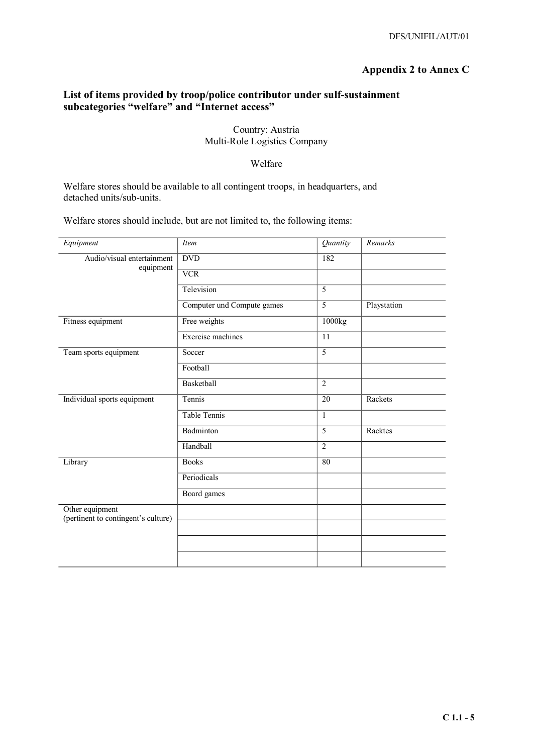## Appendix 2 to Annex C

### List of items provided by troop/police contributor under sulf-sustainment subcategories "welfare" and "Internet access"

Country: Austria
Multi-Role Logistics Company

Welfare

Welfare stores should be available to all contingent troops, in headquarters, and detached units/sub-units.

Welfare stores should include, but are not limited to, the following items:

| *Equipment* | *Item* | *Quantity* | *Remarks* |
|---|---|---|---|
| Audio/visual entertainment equipment | DVD | 182 | |
| | VCR | | |
| | Television | 5 | |
| | Computer und Compute games | 5 | Playstation |
| Fitness equipment | Free weights | 1000kg | |
| | Exercise machines | 11 | |
| Team sports equipment | Soccer | 5 | |
| | Football | | |
| | Basketball | 2 | |
| Individual sports equipment | Tennis | 20 | Rackets |
| | Table Tennis | 1 | |
| | Badminton | 5 | Racktes |
| | Handball | 2 | |
| Library | Books | 80 | |
| | Periodicals | | |
| | Board games | | |
| Other equipment (pertinent to contingent's culture) | | | |
| | | | |
| | | | |
| | | | |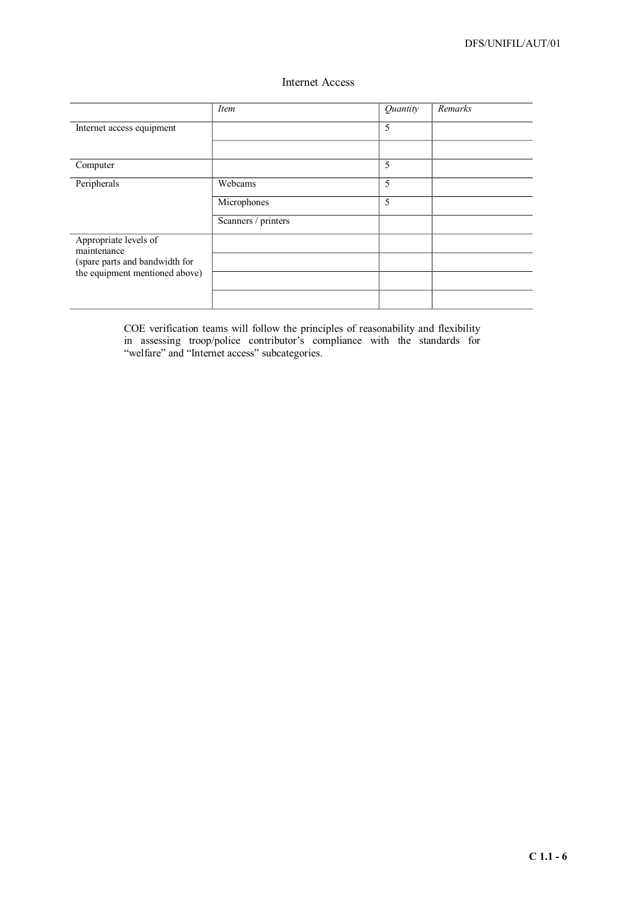## Internet Access

| | *Item* | *Quantity* | *Remarks* |
|---|---|---|---|
| Internet access equipment | | 5 | |
| | | | |
| Computer | | 5 | |
| Peripherals | Webcams | 5 | |
| | Microphones | 5 | |
| | Scanners / printers | | |
| Appropriate levels of maintenance (spare parts and bandwidth for the equipment mentioned above) | | | |
| | | | |
| | | | |
| | | | |

COE verification teams will follow the principles of reasonability and flexibility in assessing troop/police contributor's compliance with the standards for "welfare" and "Internet access" subcategories.